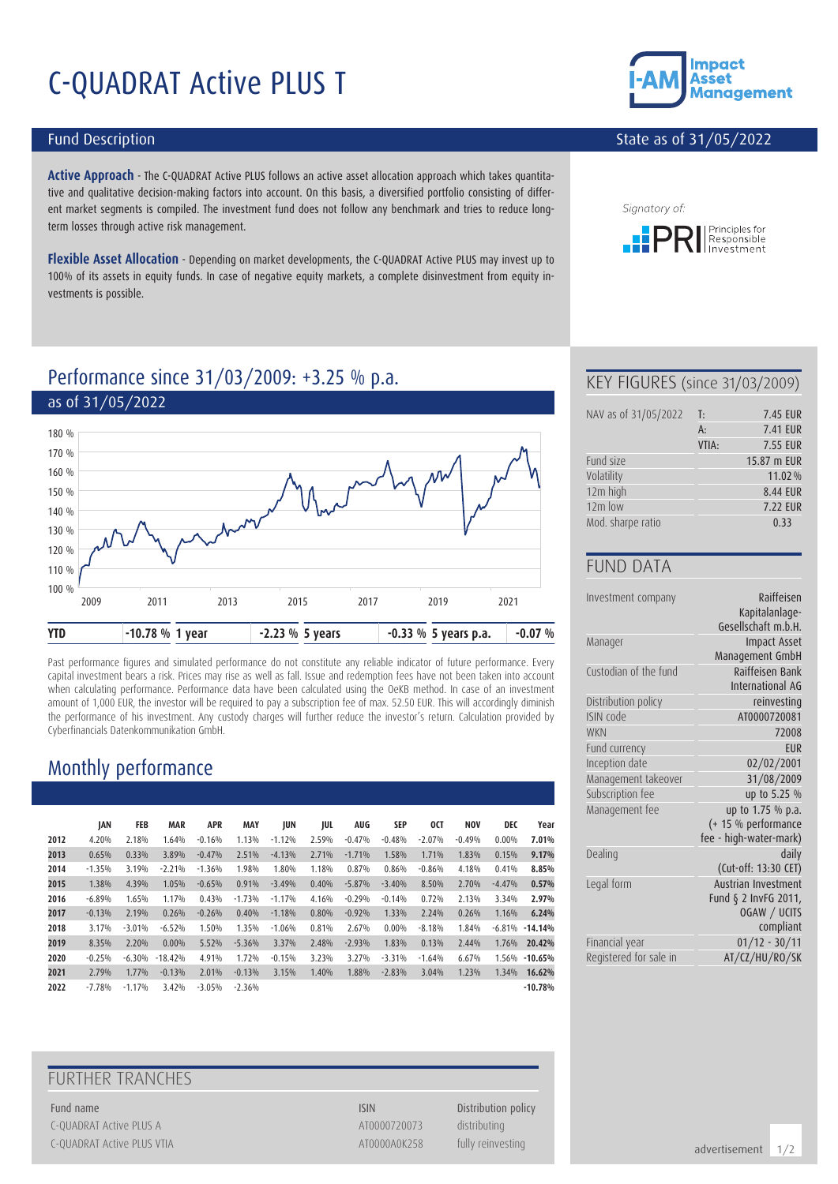# C-QUADRAT Active PLUS T

## Fund Description

State as of 31/05/2022

**Active Approach** - The C-QUADRAT Active PLUS follows an active asset allocation approach which takes quantitative and qualitative decision-making factors into account. On this basis, a diversified portfolio consisting of different market segments is compiled. The investment fund does not follow any benchmark and tries to reduce long-term losses through active risk management.

**Flexible Asset Allocation** - Depending on market developments, the C-QUADRAT Active PLUS may invest up to 100% of its assets in equity funds. In case of negative equity markets, a complete disinvestment from equity investments is possible.

Signatory of: PRI Principles for Responsible Investment

## Performance since 31/03/2009: +3.25 % p.a.

as of 31/05/2022

| YTD | -10.78 % | 1 year | -2.23 % | 5 years | -0.33 % | 5 years p.a. | -0.07 % |
|---|---|---|---|---|---|---|---|

Past performance figures and simulated performance do not constitute any reliable indicator of future performance. Every capital investment bears a risk. Prices may rise as well as fall. Issue and redemption fees have not been taken into account when calculating performance. Performance data have been calculated using the OeKB method. In case of an investment amount of 1,000 EUR, the investor will be required to pay a subscription fee of max. 52.50 EUR. This will accordingly diminish the performance of his investment. Any custody charges will further reduce the investor's return. Calculation provided by Cyberfinancials Datenkommunikation GmbH.

## Monthly performance

| | JAN | FEB | MAR | APR | MAY | JUN | JUL | AUG | SEP | OCT | NOV | DEC | Year |
|---|---|---|---|---|---|---|---|---|---|---|---|---|---|
| **2012** | 4.20% | 2.18% | 1.64% | -0.16% | 1.13% | -1.12% | 2.59% | -0.47% | -0.48% | -2.07% | -0.49% | 0.00% | **7.01%** |
| **2013** | 0.65% | 0.33% | 3.89% | -0.47% | 2.51% | -4.13% | 2.71% | -1.71% | 1.58% | 1.71% | 1.83% | 0.15% | **9.17%** |
| **2014** | -1.35% | 3.19% | -2.21% | -1.36% | 1.98% | 1.80% | 1.18% | 0.87% | 0.86% | -0.86% | 4.18% | 0.41% | **8.85%** |
| **2015** | 1.38% | 4.39% | 1.05% | -0.65% | 0.91% | -3.49% | 0.40% | -5.87% | -3.40% | 8.50% | 2.70% | -4.47% | **0.57%** |
| **2016** | -6.89% | 1.65% | 1.17% | 0.43% | -1.73% | -1.17% | 4.16% | -0.29% | -0.14% | 0.72% | 2.13% | 3.34% | **2.97%** |
| **2017** | -0.13% | 2.19% | 0.26% | -0.26% | 0.40% | -1.18% | 0.80% | -0.92% | 1.33% | 2.24% | 0.26% | 1.16% | **6.24%** |
| **2018** | 3.17% | -3.01% | -6.52% | 1.50% | 1.35% | -1.06% | 0.81% | 2.67% | 0.00% | -8.18% | 1.84% | -6.81% | **-14.14%** |
| **2019** | 8.35% | 2.20% | 0.00% | 5.52% | -5.36% | 3.37% | 2.48% | -2.93% | 1.83% | 0.13% | 2.44% | 1.76% | **20.42%** |
| **2020** | -0.25% | -6.30% | -18.42% | 4.91% | 1.72% | -0.15% | 3.23% | 3.27% | -3.31% | -1.64% | 6.67% | 1.56% | **-10.65%** |
| **2021** | 2.79% | 1.77% | -0.13% | 2.01% | -0.13% | 3.15% | 1.40% | 1.88% | -2.83% | 3.04% | 1.23% | 1.34% | **16.62%** |
| **2022** | -7.78% | -1.17% | 3.42% | -3.05% | -2.36% | | | | | | | | **-10.78%** |

## FURTHER TRANCHES

| Fund name | ISIN | Distribution policy |
|---|---|---|
| C-QUADRAT Active PLUS A | AT0000720073 | distributing |
| C-QUADRAT Active PLUS VTIA | AT0000A0K258 | fully reinvesting |

## KEY FIGURES (since 31/03/2009)

| | | |
|---|---|---|
| NAV as of 31/05/2022 | T: | 7.45 EUR |
| | A: | 7.41 EUR |
| | VTIA: | 7.55 EUR |
| Fund size | | 15.87 m EUR |
| Volatility | | 11.02 % |
| 12m high | | 8.44 EUR |
| 12m low | | 7.22 EUR |
| Mod. sharpe ratio | | 0.33 |

## FUND DATA

| | |
|---|---|
| Investment company | Raiffeisen Kapitalanlage-Gesellschaft m.b.H. |
| Manager | Impact Asset Management GmbH |
| Custodian of the fund | Raiffeisen Bank International AG |
| Distribution policy | reinvesting |
| ISIN code | AT0000720081 |
| WKN | 72008 |
| Fund currency | EUR |
| Inception date | 02/02/2001 |
| Management takeover | 31/08/2009 |
| Subscription fee | up to 5.25 % |
| Management fee | up to 1.75 % p.a. (+ 15 % performance fee - high-water-mark) |
| Dealing | daily (Cut-off: 13:30 CET) |
| Legal form | Austrian Investment Fund § 2 InvFG 2011, OGAW / UCITS compliant |
| Financial year | 01/12 - 30/11 |
| Registered for sale in | AT/CZ/HU/RO/SK |

advertisement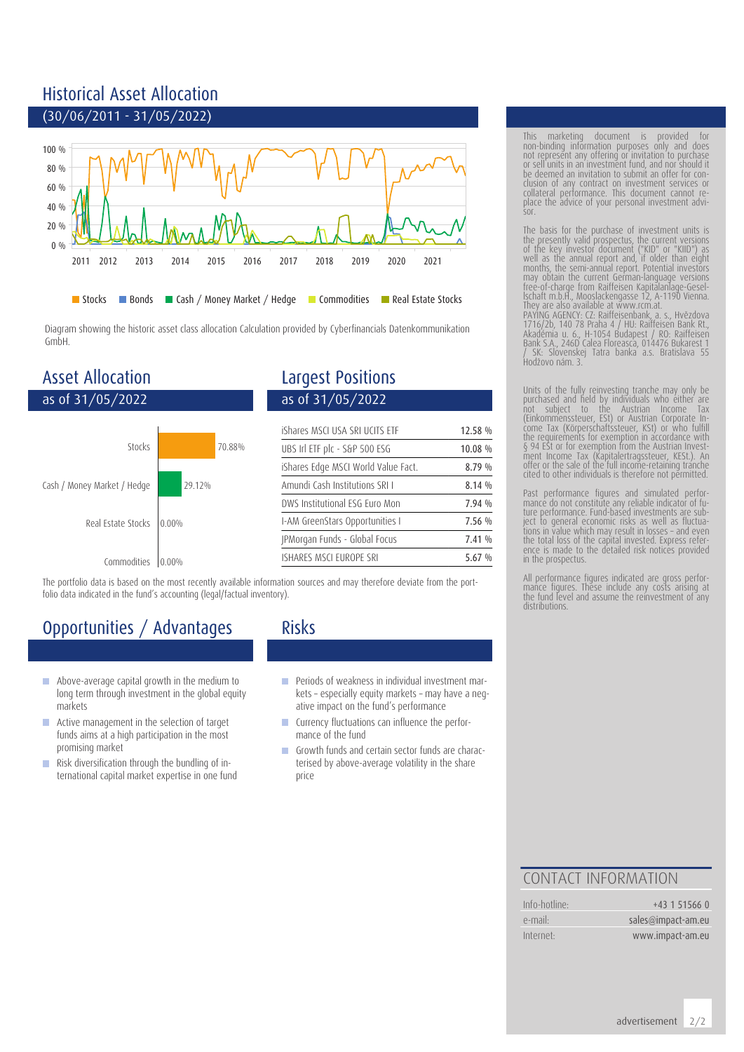## Historical Asset Allocation

(30/06/2011 - 31/05/2022)

100 %
80 %
60 %
40 %
20 %
0 %

2011 2012 2013 2014 2015 2016 2017 2018 2019 2020 2021

Stocks · Bonds · Cash / Money Market / Hedge · Commodities · Real Estate Stocks

Diagram showing the historic asset class allocation Calculation provided by Cyberfinancials Datenkommunikation GmbH.

## Asset Allocation

as of 31/05/2022

Stocks 70.88%
Cash / Money Market / Hedge 29.12%
Real Estate Stocks 0.00%
Commodities 0.00%

## Largest Positions

as of 31/05/2022

| | |
|---|---|
| iShares MSCI USA SRI UCITS ETF | 12.58 % |
| UBS Irl ETF plc - S&P 500 ESG | 10.08 % |
| iShares Edge MSCI World Value Fact. | 8.79 % |
| Amundi Cash Institutions SRI I | 8.14 % |
| DWS Institutional ESG Euro Mon | 7.94 % |
| I-AM GreenStars Opportunities I | 7.56 % |
| JPMorgan Funds - Global Focus | 7.41 % |
| ISHARES MSCI EUROPE SRI | 5.67 % |

The portfolio data is based on the most recently available information sources and may therefore deviate from the portfolio data indicated in the fund's accounting (legal/factual inventory).

## Opportunities / Advantages

- Above-average capital growth in the medium to long term through investment in the global equity markets
- Active management in the selection of target funds aims at a high participation in the most promising market
- Risk diversification through the bundling of international capital market expertise in one fund

## Risks

- Periods of weakness in individual investment markets – especially equity markets – may have a negative impact on the fund's performance
- Currency fluctuations can influence the performance of the fund
- Growth funds and certain sector funds are characterised by above-average volatility in the share price

This marketing document is provided for non-binding information purposes only and does not represent any offering or invitation to purchase or sell units in an investment fund, and nor should it be deemed an invitation to submit an offer for conclusion of any contract on investment services or collateral performance. This document cannot replace the advice of your personal investment advisor.

The basis for the purchase of investment units is the presently valid prospectus, the current versions of the key investor document ("KID" or "KIID") as well as the annual report and, if older than eight months, the semi-annual report. Potential investors may obtain the current German-language versions free-of-charge from Raiffeisen Kapitalanlage-Gesellschaft m.b.H., Mooslackengasse 12, A-1190 Vienna. They are also available at www.rcm.at.
PAYING AGENCY: CZ: Raiffeisenbank, a. s., Hvězdova 1716/2b, 140 78 Praha 4 / HU: Raiffeisen Bank Rt., Akadémia u. 6., H-1054 Budapest / RO: Raiffeisen Bank S.A., 246D Calea Floreasca, 014476 Bukarest 1 / SK: Slovenskej Tatra banka a.s. Bratislava 55 Hodžovo nám. 3.

Units of the fully reinvesting tranche may only be purchased and held by individuals who either are not subject to the Austrian Income Tax (Einkommensteuer, ESt) or Austrian Corporate Income Tax (Körperschaftssteuer, KSt) or who fulfill the requirements for exemption in accordance with § 94 ESt or for exemption from the Austrian Investment Income Tax (Kapitalertragssteuer, KESt.). An offer or the sale of the full income-retaining tranche cited to other individuals is therefore not permitted.

Past performance figures and simulated performance do not constitute any reliable indicator of future performance. Fund-based investments are subject to general economic risks as well as fluctuations in value which may result in losses – and even the total loss of the capital invested. Express reference is made to the detailed risk notices provided in the prospectus.

All performance figures indicated are gross performance figures. These include any costs arising at the fund level and assume the reinvestment of any distributions.

## CONTACT INFORMATION

| | |
|---|---|
| Info-hotline: | +43 1 51566 0 |
| e-mail: | sales@impact-am.eu |
| Internet: | www.impact-am.eu |

advertisement